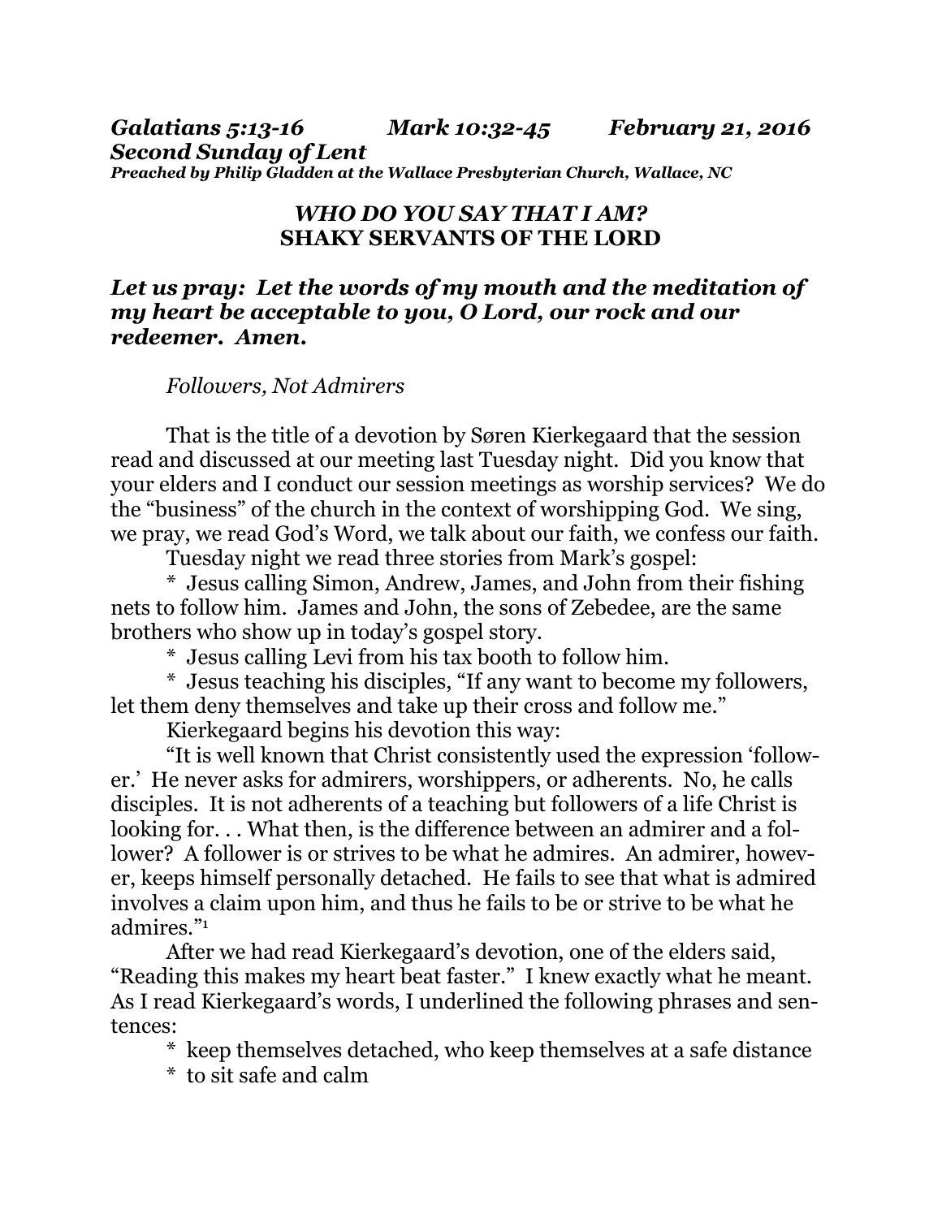***Galatians 5:13-16 Mark 10:32-45 February 21, 2016***
***Second Sunday of Lent***
***Preached by Philip Gladden at the Wallace Presbyterian Church, Wallace, NC***

## *WHO DO YOU SAY THAT I AM?*
## SHAKY SERVANTS OF THE LORD

***Let us pray: Let the words of my mouth and the meditation of my heart be acceptable to you, O Lord, our rock and our redeemer. Amen.***

*Followers, Not Admirers*

That is the title of a devotion by Søren Kierkegaard that the session read and discussed at our meeting last Tuesday night. Did you know that your elders and I conduct our session meetings as worship services? We do the "business" of the church in the context of worshipping God. We sing, we pray, we read God's Word, we talk about our faith, we confess our faith.

Tuesday night we read three stories from Mark's gospel:

* Jesus calling Simon, Andrew, James, and John from their fishing nets to follow him. James and John, the sons of Zebedee, are the same brothers who show up in today's gospel story.

* Jesus calling Levi from his tax booth to follow him.

* Jesus teaching his disciples, "If any want to become my followers, let them deny themselves and take up their cross and follow me."

Kierkegaard begins his devotion this way:

"It is well known that Christ consistently used the expression 'follower.' He never asks for admirers, worshippers, or adherents. No, he calls disciples. It is not adherents of a teaching but followers of a life Christ is looking for. . . What then, is the difference between an admirer and a follower? A follower is or strives to be what he admires. An admirer, however, keeps himself personally detached. He fails to see that what is admired involves a claim upon him, and thus he fails to be or strive to be what he admires."[1]

After we had read Kierkegaard's devotion, one of the elders said, "Reading this makes my heart beat faster." I knew exactly what he meant. As I read Kierkegaard's words, I underlined the following phrases and sentences:

* keep themselves detached, who keep themselves at a safe distance

* to sit safe and calm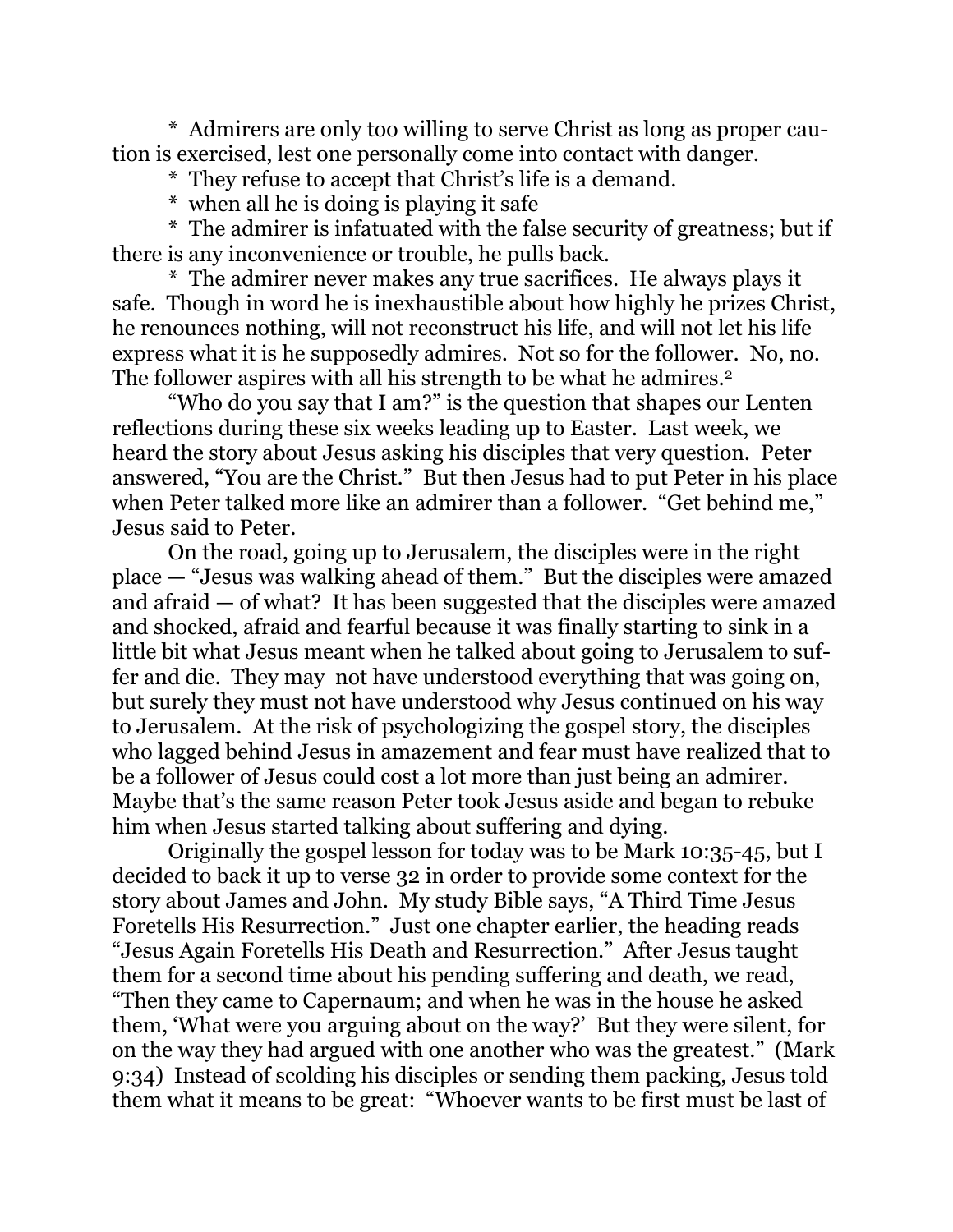* Admirers are only too willing to serve Christ as long as proper caution is exercised, lest one personally come into contact with danger.

* They refuse to accept that Christ's life is a demand.

* when all he is doing is playing it safe

* The admirer is infatuated with the false security of greatness; but if there is any inconvenience or trouble, he pulls back.

* The admirer never makes any true sacrifices. He always plays it safe. Though in word he is inexhaustible about how highly he prizes Christ, he renounces nothing, will not reconstruct his life, and will not let his life express what it is he supposedly admires. Not so for the follower. No, no. The follower aspires with all his strength to be what he admires.[2]

"Who do you say that I am?" is the question that shapes our Lenten reflections during these six weeks leading up to Easter. Last week, we heard the story about Jesus asking his disciples that very question. Peter answered, "You are the Christ." But then Jesus had to put Peter in his place when Peter talked more like an admirer than a follower. "Get behind me," Jesus said to Peter.

On the road, going up to Jerusalem, the disciples were in the right place — "Jesus was walking ahead of them." But the disciples were amazed and afraid — of what? It has been suggested that the disciples were amazed and shocked, afraid and fearful because it was finally starting to sink in a little bit what Jesus meant when he talked about going to Jerusalem to suffer and die. They may not have understood everything that was going on, but surely they must not have understood why Jesus continued on his way to Jerusalem. At the risk of psychologizing the gospel story, the disciples who lagged behind Jesus in amazement and fear must have realized that to be a follower of Jesus could cost a lot more than just being an admirer. Maybe that's the same reason Peter took Jesus aside and began to rebuke him when Jesus started talking about suffering and dying.

Originally the gospel lesson for today was to be Mark 10:35-45, but I decided to back it up to verse 32 in order to provide some context for the story about James and John. My study Bible says, "A Third Time Jesus Foretells His Resurrection." Just one chapter earlier, the heading reads "Jesus Again Foretells His Death and Resurrection." After Jesus taught them for a second time about his pending suffering and death, we read, "Then they came to Capernaum; and when he was in the house he asked them, 'What were you arguing about on the way?' But they were silent, for on the way they had argued with one another who was the greatest." (Mark 9:34) Instead of scolding his disciples or sending them packing, Jesus told them what it means to be great: "Whoever wants to be first must be last of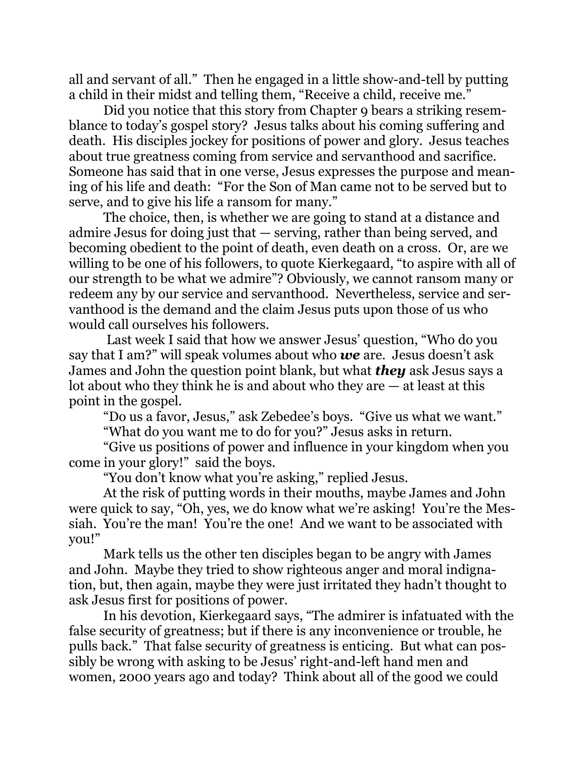all and servant of all." Then he engaged in a little show-and-tell by putting a child in their midst and telling them, "Receive a child, receive me."

Did you notice that this story from Chapter 9 bears a striking resemblance to today's gospel story? Jesus talks about his coming suffering and death. His disciples jockey for positions of power and glory. Jesus teaches about true greatness coming from service and servanthood and sacrifice. Someone has said that in one verse, Jesus expresses the purpose and meaning of his life and death: "For the Son of Man came not to be served but to serve, and to give his life a ransom for many."

The choice, then, is whether we are going to stand at a distance and admire Jesus for doing just that — serving, rather than being served, and becoming obedient to the point of death, even death on a cross. Or, are we willing to be one of his followers, to quote Kierkegaard, "to aspire with all of our strength to be what we admire"? Obviously, we cannot ransom many or redeem any by our service and servanthood. Nevertheless, service and servanthood is the demand and the claim Jesus puts upon those of us who would call ourselves his followers.

Last week I said that how we answer Jesus' question, "Who do you say that I am?" will speak volumes about who ***we*** are. Jesus doesn't ask James and John the question point blank, but what ***they*** ask Jesus says a lot about who they think he is and about who they are — at least at this point in the gospel.

"Do us a favor, Jesus," ask Zebedee's boys. "Give us what we want."

"What do you want me to do for you?" Jesus asks in return.

"Give us positions of power and influence in your kingdom when you come in your glory!" said the boys.

"You don't know what you're asking," replied Jesus.

At the risk of putting words in their mouths, maybe James and John were quick to say, "Oh, yes, we do know what we're asking! You're the Messiah. You're the man! You're the one! And we want to be associated with you!"

Mark tells us the other ten disciples began to be angry with James and John. Maybe they tried to show righteous anger and moral indignation, but, then again, maybe they were just irritated they hadn't thought to ask Jesus first for positions of power.

In his devotion, Kierkegaard says, "The admirer is infatuated with the false security of greatness; but if there is any inconvenience or trouble, he pulls back." That false security of greatness is enticing. But what can possibly be wrong with asking to be Jesus' right-and-left hand men and women, 2000 years ago and today? Think about all of the good we could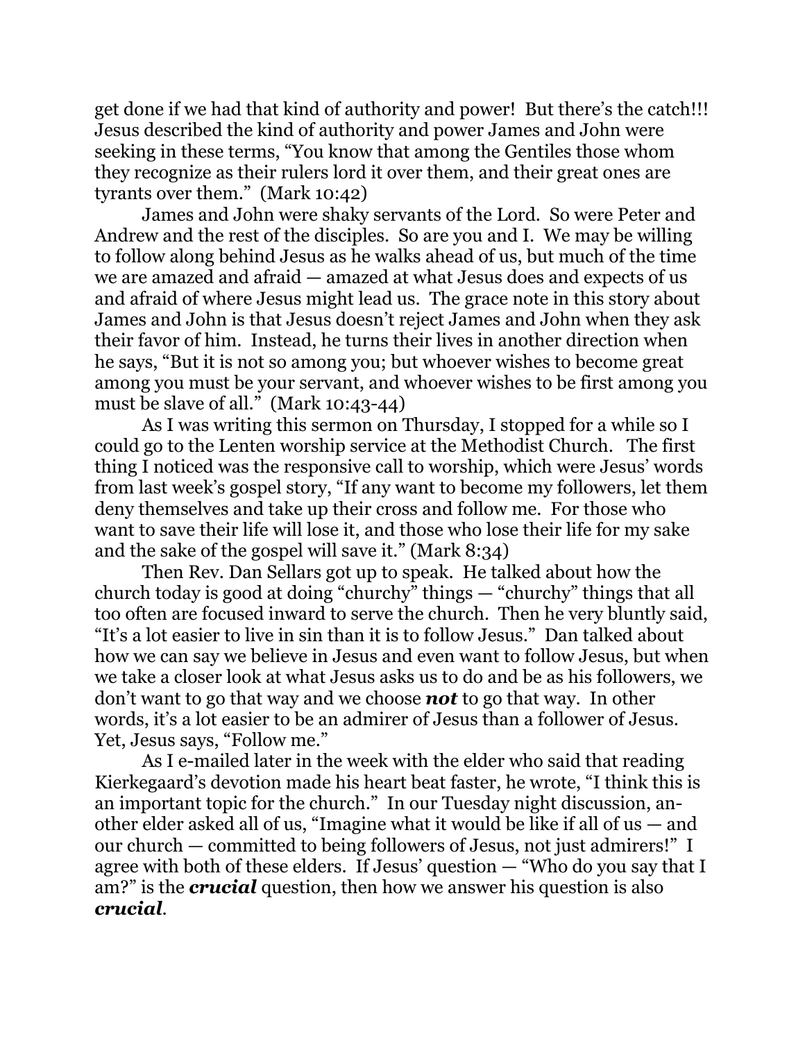get done if we had that kind of authority and power! But there's the catch!!! Jesus described the kind of authority and power James and John were seeking in these terms, "You know that among the Gentiles those whom they recognize as their rulers lord it over them, and their great ones are tyrants over them." (Mark 10:42)

James and John were shaky servants of the Lord. So were Peter and Andrew and the rest of the disciples. So are you and I. We may be willing to follow along behind Jesus as he walks ahead of us, but much of the time we are amazed and afraid — amazed at what Jesus does and expects of us and afraid of where Jesus might lead us. The grace note in this story about James and John is that Jesus doesn't reject James and John when they ask their favor of him. Instead, he turns their lives in another direction when he says, "But it is not so among you; but whoever wishes to become great among you must be your servant, and whoever wishes to be first among you must be slave of all." (Mark 10:43-44)

As I was writing this sermon on Thursday, I stopped for a while so I could go to the Lenten worship service at the Methodist Church. The first thing I noticed was the responsive call to worship, which were Jesus' words from last week's gospel story, "If any want to become my followers, let them deny themselves and take up their cross and follow me. For those who want to save their life will lose it, and those who lose their life for my sake and the sake of the gospel will save it." (Mark 8:34)

Then Rev. Dan Sellars got up to speak. He talked about how the church today is good at doing "churchy" things — "churchy" things that all too often are focused inward to serve the church. Then he very bluntly said, "It's a lot easier to live in sin than it is to follow Jesus." Dan talked about how we can say we believe in Jesus and even want to follow Jesus, but when we take a closer look at what Jesus asks us to do and be as his followers, we don't want to go that way and we choose ***not*** to go that way. In other words, it's a lot easier to be an admirer of Jesus than a follower of Jesus. Yet, Jesus says, "Follow me."

As I e-mailed later in the week with the elder who said that reading Kierkegaard's devotion made his heart beat faster, he wrote, "I think this is an important topic for the church." In our Tuesday night discussion, another elder asked all of us, "Imagine what it would be like if all of us — and our church — committed to being followers of Jesus, not just admirers!" I agree with both of these elders. If Jesus' question — "Who do you say that I am?" is the ***crucial*** question, then how we answer his question is also ***crucial***.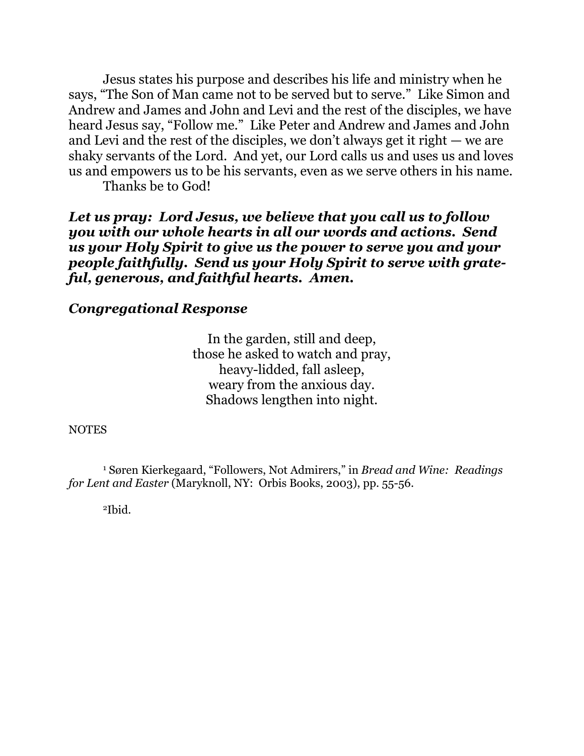Jesus states his purpose and describes his life and ministry when he says, "The Son of Man came not to be served but to serve." Like Simon and Andrew and James and John and Levi and the rest of the disciples, we have heard Jesus say, "Follow me." Like Peter and Andrew and James and John and Levi and the rest of the disciples, we don't always get it right — we are shaky servants of the Lord. And yet, our Lord calls us and uses us and loves us and empowers us to be his servants, even as we serve others in his name.

Thanks be to God!

***Let us pray: Lord Jesus, we believe that you call us to follow you with our whole hearts in all our words and actions. Send us your Holy Spirit to give us the power to serve you and your people faithfully. Send us your Holy Spirit to serve with grateful, generous, and faithful hearts. Amen.***

***Congregational Response***

In the garden, still and deep,
those he asked to watch and pray,
heavy-lidded, fall asleep,
weary from the anxious day.
Shadows lengthen into night.

NOTES

[1] Søren Kierkegaard, "Followers, Not Admirers," in *Bread and Wine: Readings for Lent and Easter* (Maryknoll, NY: Orbis Books, 2003), pp. 55-56.

[2] Ibid.